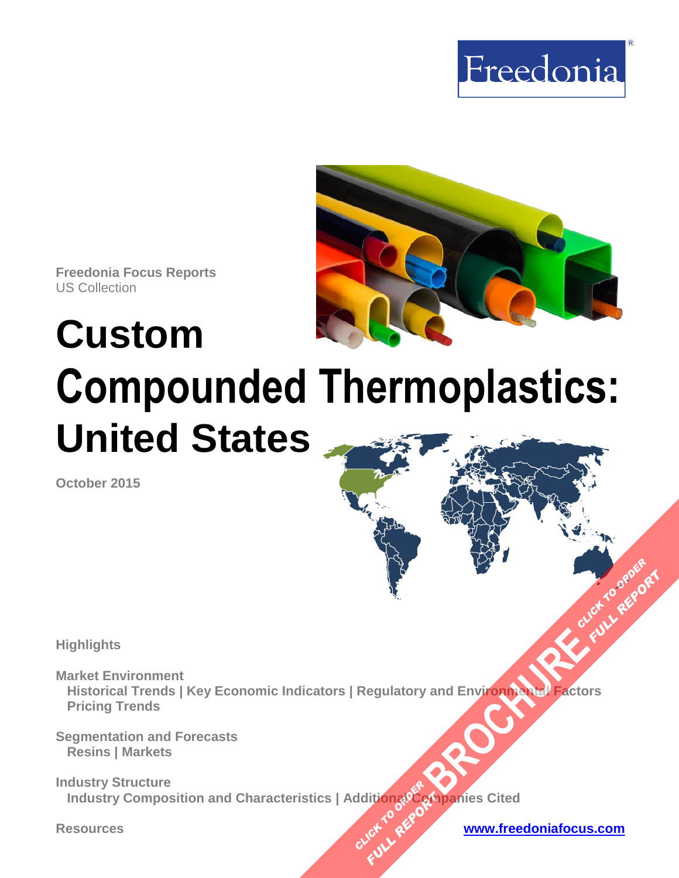Freedonia

Freedonia Focus Reports
US Collection

# Custom Compounded Thermoplastics: United States

October 2015

**Highlights**

**Market Environment**
Historical Trends | Key Economic Indicators | Regulatory and Environmental Factors
Pricing Trends

**Segmentation and Forecasts**
Resins | Markets

**Industry Structure**
Industry Composition and Characteristics | Additional Companies Cited

**Resources**

www.freedoniafocus.com

BROCHURE
CLICK TO ORDER FULL REPORT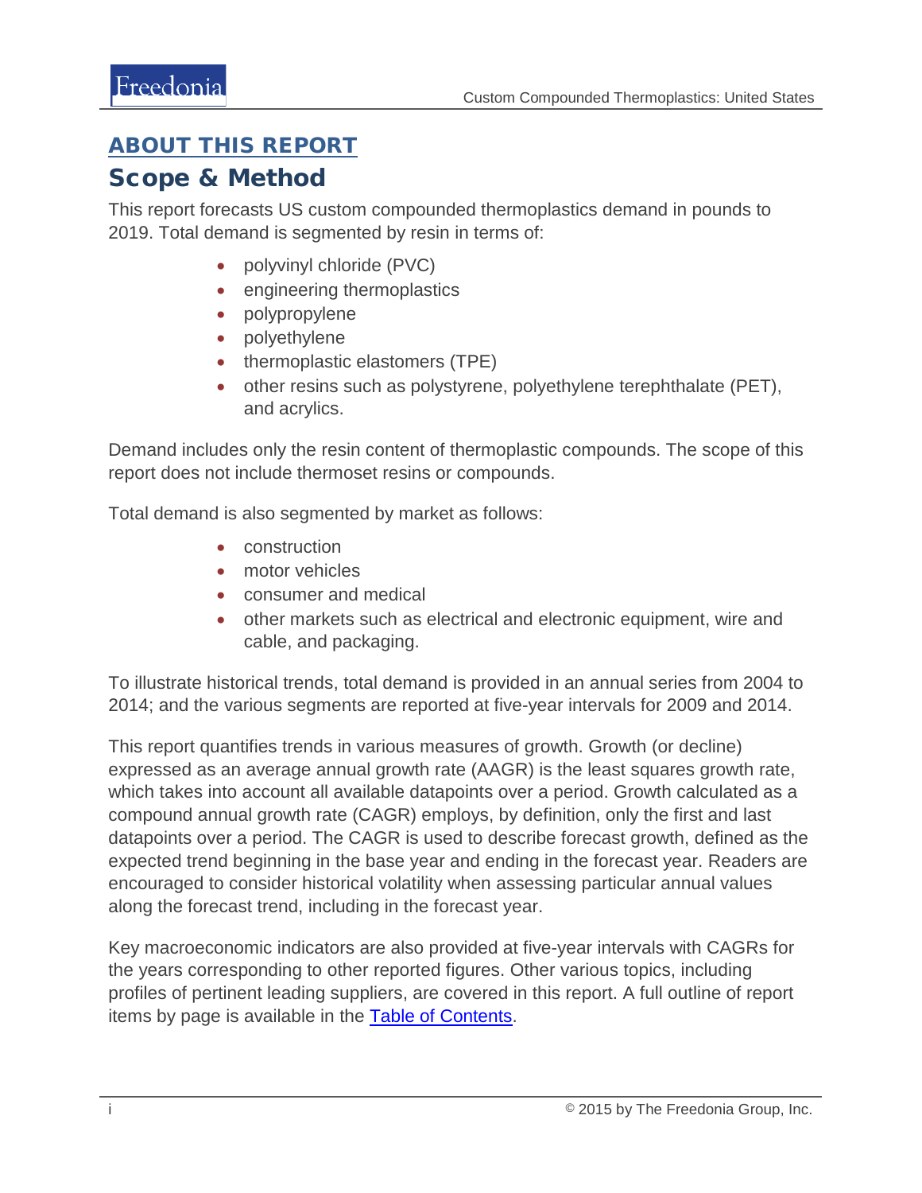## ABOUT THIS REPORT

# Scope & Method

This report forecasts US custom compounded thermoplastics demand in pounds to 2019. Total demand is segmented by resin in terms of:

- polyvinyl chloride (PVC)
- engineering thermoplastics
- polypropylene
- polyethylene
- thermoplastic elastomers (TPE)
- other resins such as polystyrene, polyethylene terephthalate (PET), and acrylics.

Demand includes only the resin content of thermoplastic compounds. The scope of this report does not include thermoset resins or compounds.

Total demand is also segmented by market as follows:

- construction
- motor vehicles
- consumer and medical
- other markets such as electrical and electronic equipment, wire and cable, and packaging.

To illustrate historical trends, total demand is provided in an annual series from 2004 to 2014; and the various segments are reported at five-year intervals for 2009 and 2014.

This report quantifies trends in various measures of growth. Growth (or decline) expressed as an average annual growth rate (AAGR) is the least squares growth rate, which takes into account all available datapoints over a period. Growth calculated as a compound annual growth rate (CAGR) employs, by definition, only the first and last datapoints over a period. The CAGR is used to describe forecast growth, defined as the expected trend beginning in the base year and ending in the forecast year. Readers are encouraged to consider historical volatility when assessing particular annual values along the forecast trend, including in the forecast year.

Key macroeconomic indicators are also provided at five-year intervals with CAGRs for the years corresponding to other reported figures. Other various topics, including profiles of pertinent leading suppliers, are covered in this report. A full outline of report items by page is available in the Table of Contents.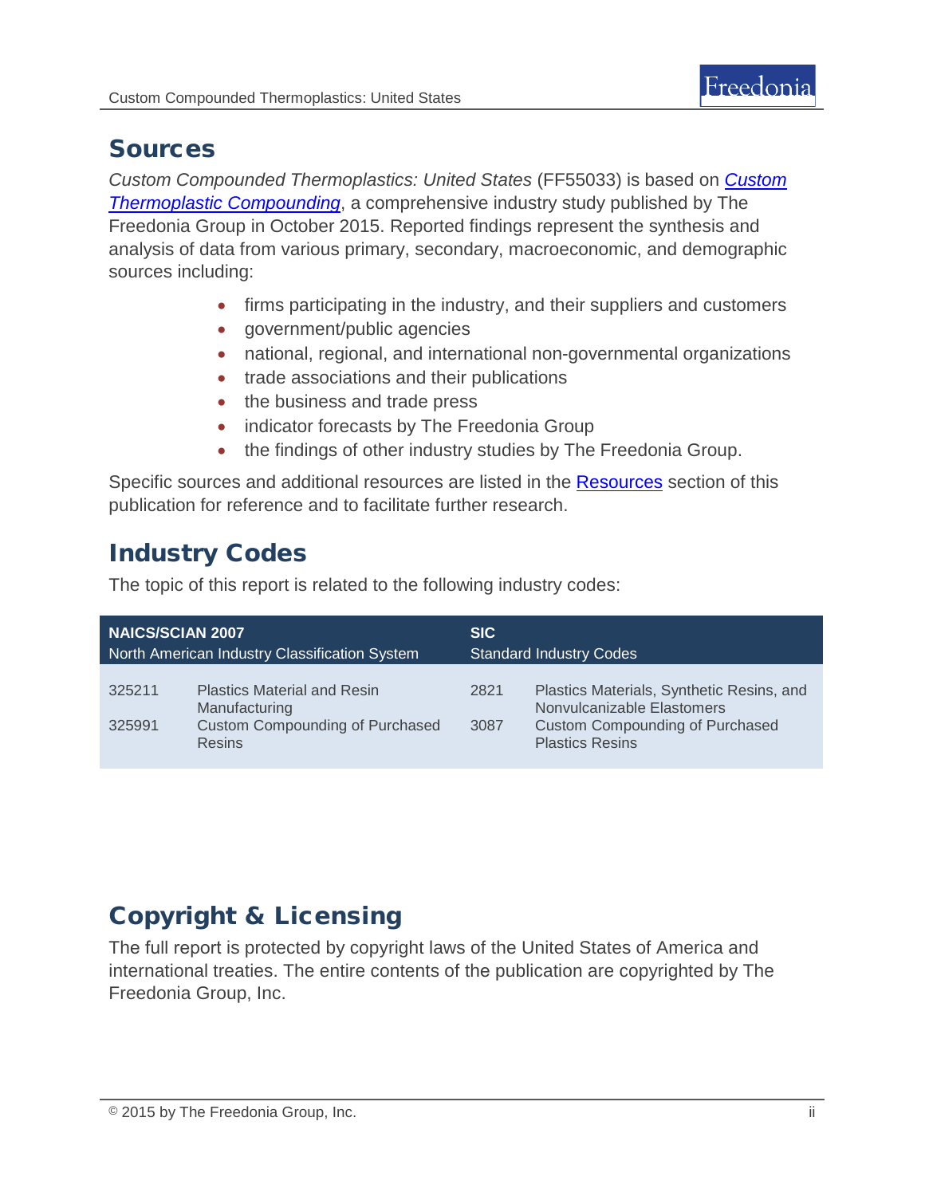## Sources

*Custom Compounded Thermoplastics: United States* (FF55033) is based on *Custom Thermoplastic Compounding*, a comprehensive industry study published by The Freedonia Group in October 2015. Reported findings represent the synthesis and analysis of data from various primary, secondary, macroeconomic, and demographic sources including:

- firms participating in the industry, and their suppliers and customers
- government/public agencies
- national, regional, and international non-governmental organizations
- trade associations and their publications
- the business and trade press
- indicator forecasts by The Freedonia Group
- the findings of other industry studies by The Freedonia Group.

Specific sources and additional resources are listed in the Resources section of this publication for reference and to facilitate further research.

## Industry Codes

The topic of this report is related to the following industry codes:

| NAICS/SCIAN 2007 North American Industry Classification System | | SIC Standard Industry Codes | |
|---|---|---|---|
| 325211 | Plastics Material and Resin Manufacturing | 2821 | Plastics Materials, Synthetic Resins, and Nonvulcanizable Elastomers |
| 325991 | Custom Compounding of Purchased Resins | 3087 | Custom Compounding of Purchased Plastics Resins |

## Copyright & Licensing

The full report is protected by copyright laws of the United States of America and international treaties. The entire contents of the publication are copyrighted by The Freedonia Group, Inc.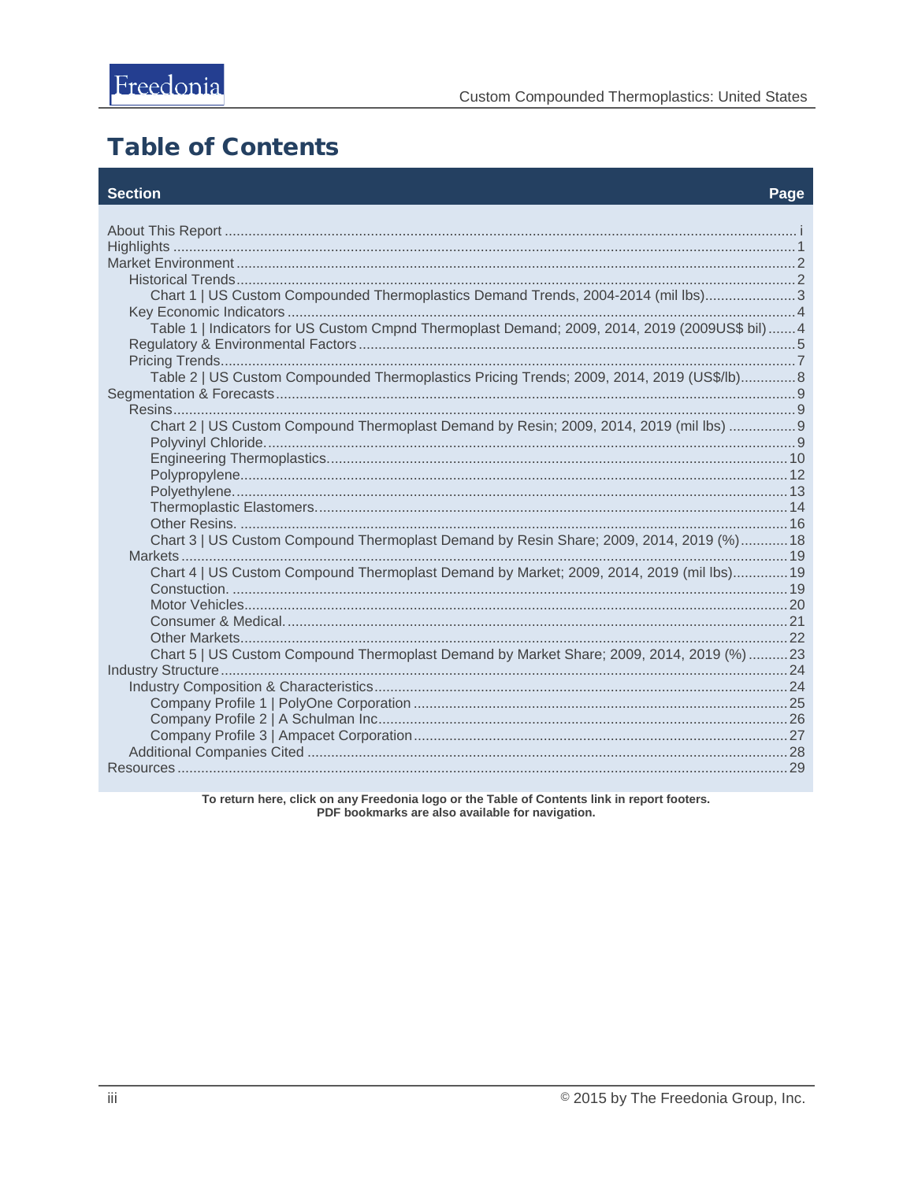# Table of Contents

| Section | Page |
|---|---|
| About This Report | i |
| Highlights | 1 |
| Market Environment | 2 |
| Historical Trends | 2 |
| Chart 1 \| US Custom Compounded Thermoplastics Demand Trends, 2004-2014 (mil lbs) | 3 |
| Key Economic Indicators | 4 |
| Table 1 \| Indicators for US Custom Cmpnd Thermoplast Demand; 2009, 2014, 2019 (2009US$ bil) | 4 |
| Regulatory & Environmental Factors | 5 |
| Pricing Trends | 7 |
| Table 2 \| US Custom Compounded Thermoplastics Pricing Trends; 2009, 2014, 2019 (US$/lb) | 8 |
| Segmentation & Forecasts | 9 |
| Resins | 9 |
| Chart 2 \| US Custom Compound Thermoplast Demand by Resin; 2009, 2014, 2019 (mil lbs) | 9 |
| Polyvinyl Chloride. | 9 |
| Engineering Thermoplastics. | 10 |
| Polypropylene. | 12 |
| Polyethylene. | 13 |
| Thermoplastic Elastomers. | 14 |
| Other Resins. | 16 |
| Chart 3 \| US Custom Compound Thermoplast Demand by Resin Share; 2009, 2014, 2019 (%) | 18 |
| Markets | 19 |
| Chart 4 \| US Custom Compound Thermoplast Demand by Market; 2009, 2014, 2019 (mil lbs) | 19 |
| Constuction. | 19 |
| Motor Vehicles. | 20 |
| Consumer & Medical. | 21 |
| Other Markets. | 22 |
| Chart 5 \| US Custom Compound Thermoplast Demand by Market Share; 2009, 2014, 2019 (%) | 23 |
| Industry Structure | 24 |
| Industry Composition & Characteristics | 24 |
| Company Profile 1 \| PolyOne Corporation | 25 |
| Company Profile 2 \| A Schulman Inc | 26 |
| Company Profile 3 \| Ampacet Corporation | 27 |
| Additional Companies Cited | 28 |
| Resources | 29 |

**To return here, click on any Freedonia logo or the Table of Contents link in report footers.**
**PDF bookmarks are also available for navigation.**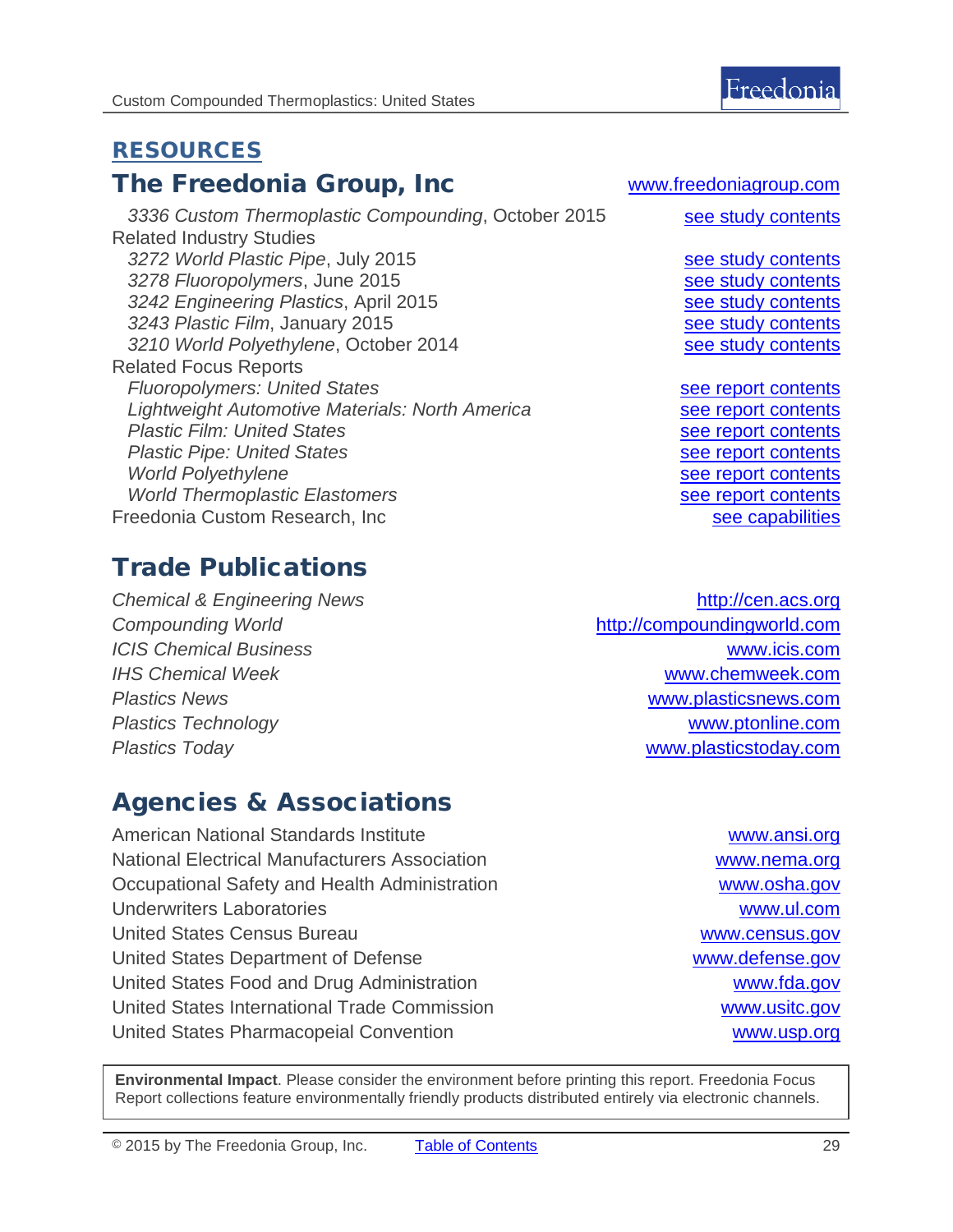## RESOURCES

## The Freedonia Group, Inc

[www.freedoniagroup.com](http://www.freedoniagroup.com)

*3336 Custom Thermoplastic Compounding*, October 2015 — see study contents

Related Industry Studies

- *3272 World Plastic Pipe*, July 2015 — see study contents
- *3278 Fluoropolymers*, June 2015 — see study contents
- *3242 Engineering Plastics*, April 2015 — see study contents
- *3243 Plastic Film*, January 2015 — see study contents
- *3210 World Polyethylene*, October 2014 — see study contents

Related Focus Reports

- *Fluoropolymers: United States* — see report contents
- *Lightweight Automotive Materials: North America* — see report contents
- *Plastic Film: United States* — see report contents
- *Plastic Pipe: United States* — see report contents
- *World Polyethylene* — see report contents
- *World Thermoplastic Elastomers* — see report contents

Freedonia Custom Research, Inc — see capabilities

## Trade Publications

| | |
|---|---|
| *Chemical & Engineering News* | http://cen.acs.org |
| *Compounding World* | http://compoundingworld.com |
| *ICIS Chemical Business* | www.icis.com |
| *IHS Chemical Week* | www.chemweek.com |
| *Plastics News* | www.plasticsnews.com |
| *Plastics Technology* | www.ptonline.com |
| *Plastics Today* | www.plasticstoday.com |

## Agencies & Associations

| | |
|---|---|
| American National Standards Institute | www.ansi.org |
| National Electrical Manufacturers Association | www.nema.org |
| Occupational Safety and Health Administration | www.osha.gov |
| Underwriters Laboratories | www.ul.com |
| United States Census Bureau | www.census.gov |
| United States Department of Defense | www.defense.gov |
| United States Food and Drug Administration | www.fda.gov |
| United States International Trade Commission | www.usitc.gov |
| United States Pharmacopeial Convention | www.usp.org |

**Environmental Impact**. Please consider the environment before printing this report. Freedonia Focus Report collections feature environmentally friendly products distributed entirely via electronic channels.